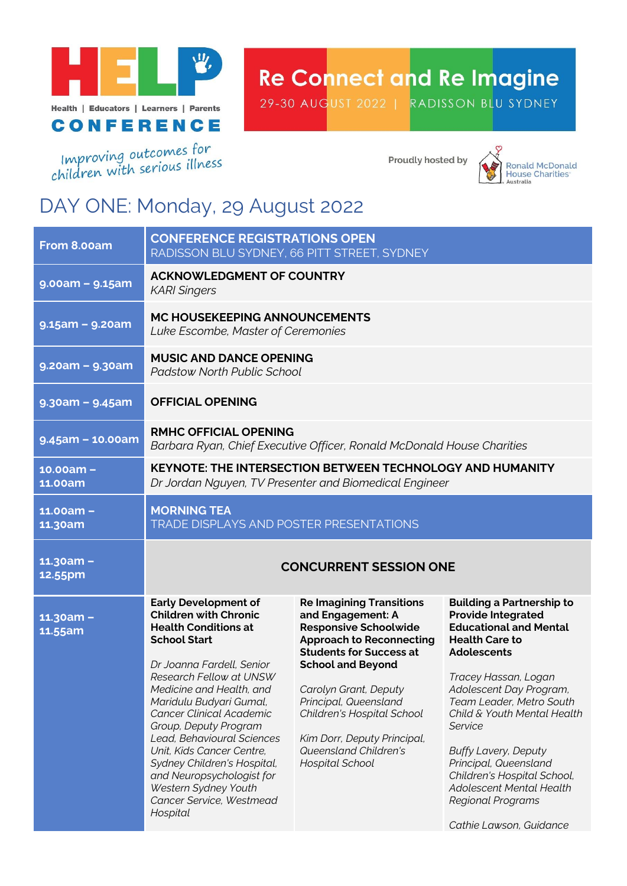# HELP CONFERENCE

Health | Educators | Learners | Parents

Improving outcomes for children with serious illness

## Re Connect and Re Imagine

29-30 AUGUST 2022 | RADISSON BLU SYDNEY

Proudly hosted by Ronald McDonald House Charities Australia

## DAY ONE: Monday, 29 August 2022

| Time | Session | | |
|---|---|---|---|
| From 8.00am | **CONFERENCE REGISTRATIONS OPEN**<br>RADISSON BLU SYDNEY, 66 PITT STREET, SYDNEY | | |
| 9.00am – 9.15am | **ACKNOWLEDGMENT OF COUNTRY**<br>*KARI Singers* | | |
| 9.15am – 9.20am | **MC HOUSEKEEPING ANNOUNCEMENTS**<br>*Luke Escombe, Master of Ceremonies* | | |
| 9.20am – 9.30am | **MUSIC AND DANCE OPENING**<br>*Padstow North Public School* | | |
| 9.30am – 9.45am | **OFFICIAL OPENING** | | |
| 9.45am – 10.00am | **RMHC OFFICIAL OPENING**<br>*Barbara Ryan, Chief Executive Officer, Ronald McDonald House Charities* | | |
| 10.00am – 11.00am | **KEYNOTE: THE INTERSECTION BETWEEN TECHNOLOGY AND HUMANITY**<br>*Dr Jordan Nguyen, TV Presenter and Biomedical Engineer* | | |
| 11.00am – 11.30am | **MORNING TEA**<br>TRADE DISPLAYS AND POSTER PRESENTATIONS | | |
| 11.30am – 12.55pm | **CONCURRENT SESSION ONE** | | |
| 11.30am – 11.55am | **Early Development of Children with Chronic Health Conditions at School Start**<br><br>*Dr Joanna Fardell, Senior Research Fellow at UNSW Medicine and Health, and Maridulu Budyari Gumal, Cancer Clinical Academic Group, Deputy Program Lead, Behavioural Sciences Unit, Kids Cancer Centre, Sydney Children's Hospital, and Neuropsychologist for Western Sydney Youth Cancer Service, Westmead Hospital* | **Re Imagining Transitions and Engagement: A Responsive Schoolwide Approach to Reconnecting Students for Success at School and Beyond**<br><br>*Carolyn Grant, Deputy Principal, Queensland Children's Hospital School*<br><br>*Kim Dorr, Deputy Principal, Queensland Children's Hospital School* | **Building a Partnership to Provide Integrated Educational and Mental Health Care to Adolescents**<br><br>*Tracey Hassan, Logan Adolescent Day Program, Team Leader, Metro South Child & Youth Mental Health Service*<br><br>*Buffy Lavery, Deputy Principal, Queensland Children's Hospital School, Adolescent Mental Health Regional Programs*<br><br>*Cathie Lawson, Guidance* |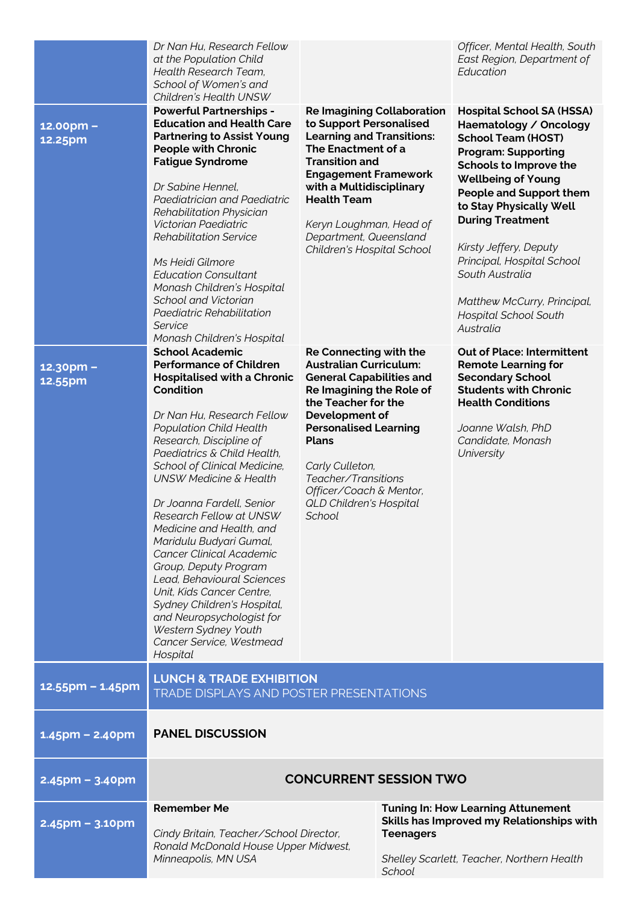| | | | |
|---|---|---|---|
| | *Dr Nan Hu, Research Fellow at the Population Child Health Research Team, School of Women's and Children's Health UNSW* | | *Officer, Mental Health, South East Region, Department of Education* |
| **12.00pm – 12.25pm** | **Powerful Partnerships - Education and Health Care Partnering to Assist Young People with Chronic Fatigue Syndrome**<br><br>*Dr Sabine Hennel, Paediatrician and Paediatric Rehabilitation Physician Victorian Paediatric Rehabilitation Service*<br><br>*Ms Heidi Gilmore Education Consultant Monash Children's Hospital School and Victorian Paediatric Rehabilitation Service Monash Children's Hospital* | **Re Imagining Collaboration to Support Personalised Learning and Transitions: The Enactment of a Transition and Engagement Framework with a Multidisciplinary Health Team**<br><br>*Keryn Loughman, Head of Department, Queensland Children's Hospital School* | **Hospital School SA (HSSA) Haematology / Oncology School Team (HOST) Program: Supporting Schools to Improve the Wellbeing of Young People and Support them to Stay Physically Well During Treatment**<br><br>*Kirsty Jeffery, Deputy Principal, Hospital School South Australia*<br><br>*Matthew McCurry, Principal, Hospital School South Australia* |
| **12.30pm – 12.55pm** | **School Academic Performance of Children Hospitalised with a Chronic Condition**<br><br>*Dr Nan Hu, Research Fellow Population Child Health Research, Discipline of Paediatrics & Child Health, School of Clinical Medicine, UNSW Medicine & Health*<br><br>*Dr Joanna Fardell, Senior Research Fellow at UNSW Medicine and Health, and Maridulu Budyari Gumal, Cancer Clinical Academic Group, Deputy Program Lead, Behavioural Sciences Unit, Kids Cancer Centre, Sydney Children's Hospital, and Neuropsychologist for Western Sydney Youth Cancer Service, Westmead Hospital* | **Re Connecting with the Australian Curriculum: General Capabilities and Re Imagining the Role of the Teacher for the Development of Personalised Learning Plans**<br><br>*Carly Culleton, Teacher/Transitions Officer/Coach & Mentor, QLD Children's Hospital School* | **Out of Place: Intermittent Remote Learning for Secondary School Students with Chronic Health Conditions**<br><br>*Joanne Walsh, PhD Candidate, Monash University* |
| **12.55pm – 1.45pm** | **LUNCH & TRADE EXHIBITION**<br>TRADE DISPLAYS AND POSTER PRESENTATIONS | | |
| **1.45pm – 2.40pm** | **PANEL DISCUSSION** | | |
| **2.45pm – 3.40pm** | **CONCURRENT SESSION TWO** | | |
| **2.45pm – 3.10pm** | **Remember Me**<br><br>*Cindy Britain, Teacher/School Director, Ronald McDonald House Upper Midwest, Minneapolis, MN USA* | **Tuning In: How Learning Attunement Skills has Improved my Relationships with Teenagers**<br><br>*Shelley Scarlett, Teacher, Northern Health School* | |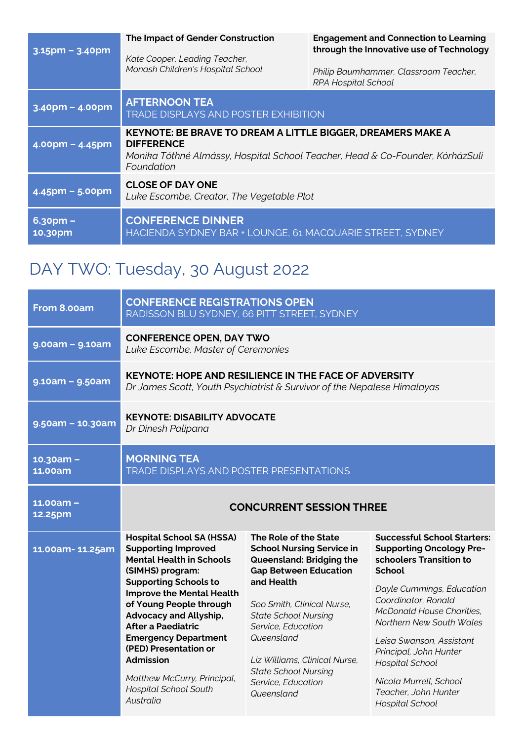| | | |
|---|---|---|
| 3.15pm – 3.40pm | **The Impact of Gender Construction**<br>*Kate Cooper, Leading Teacher, Monash Children's Hospital School* | **Engagement and Connection to Learning through the Innovative use of Technology**<br>*Philip Baumhammer, Classroom Teacher, RPA Hospital School* |
| 3.40pm – 4.00pm | **AFTERNOON TEA**<br>TRADE DISPLAYS AND POSTER EXHIBITION | |
| 4.00pm – 4.45pm | **KEYNOTE: BE BRAVE TO DREAM A LITTLE BIGGER, DREAMERS MAKE A DIFFERENCE**<br>*Monika Tóthné Almássy, Hospital School Teacher, Head & Co-Founder, KórházSuli Foundation* | |
| 4.45pm – 5.00pm | **CLOSE OF DAY ONE**<br>*Luke Escombe, Creator, The Vegetable Plot* | |
| 6.30pm – 10.30pm | **CONFERENCE DINNER**<br>HACIENDA SYDNEY BAR + LOUNGE, 61 MACQUARIE STREET, SYDNEY | |

## DAY TWO: Tuesday, 30 August 2022

| | | | |
|---|---|---|---|
| From 8.00am | **CONFERENCE REGISTRATIONS OPEN**<br>RADISSON BLU SYDNEY, 66 PITT STREET, SYDNEY | | |
| 9.00am – 9.10am | **CONFERENCE OPEN, DAY TWO**<br>*Luke Escombe, Master of Ceremonies* | | |
| 9.10am – 9.50am | **KEYNOTE: HOPE AND RESILIENCE IN THE FACE OF ADVERSITY**<br>*Dr James Scott, Youth Psychiatrist & Survivor of the Nepalese Himalayas* | | |
| 9.50am – 10.30am | **KEYNOTE: DISABILITY ADVOCATE**<br>*Dr Dinesh Palipana* | | |
| 10.30am – 11.00am | **MORNING TEA**<br>TRADE DISPLAYS AND POSTER PRESENTATIONS | | |
| 11.00am – 12.25pm | **CONCURRENT SESSION THREE** | | |
| 11.00am- 11.25am | **Hospital School SA (HSSA) Supporting Improved Mental Health in Schools (SIMHS) program: Supporting Schools to Improve the Mental Health of Young People through Advocacy and Allyship, After a Paediatric Emergency Department (PED) Presentation or Admission**<br>*Matthew McCurry, Principal, Hospital School South Australia* | **The Role of the State School Nursing Service in Queensland: Bridging the Gap Between Education and Health**<br>*Soo Smith, Clinical Nurse, State School Nursing Service, Education Queensland*<br>*Liz Williams, Clinical Nurse, State School Nursing Service, Education Queensland* | **Successful School Starters: Supporting Oncology Pre-schoolers Transition to School**<br>*Dayle Cummings, Education Coordinator, Ronald McDonald House Charities, Northern New South Wales*<br>*Leisa Swanson, Assistant Principal, John Hunter Hospital School*<br>*Nicola Murrell, School Teacher, John Hunter Hospital School* |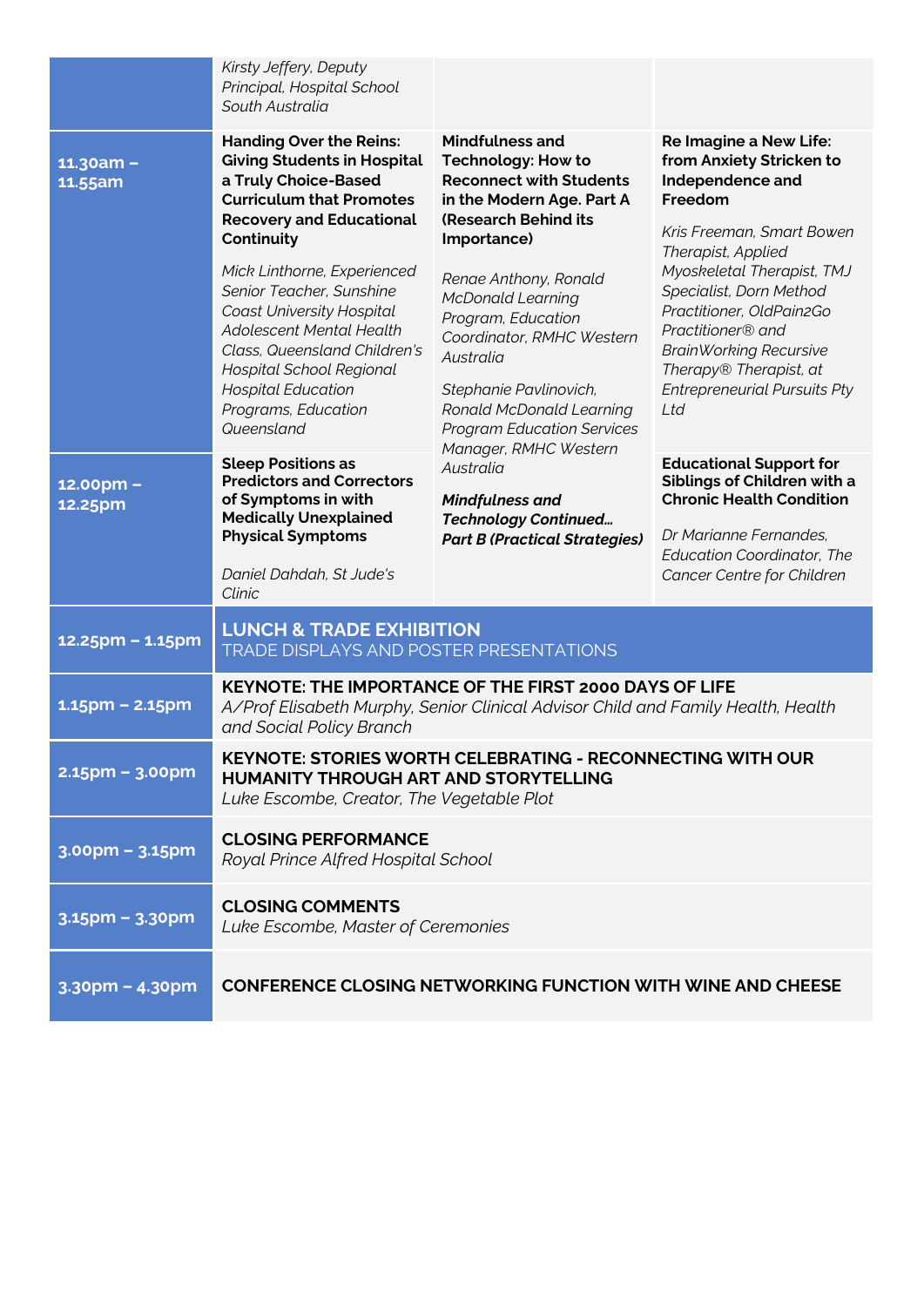| | | | |
|---|---|---|---|
| | *Kirsty Jeffery, Deputy Principal, Hospital School South Australia* | | |
| **11.30am – 11.55am** | **Handing Over the Reins: Giving Students in Hospital a Truly Choice-Based Curriculum that Promotes Recovery and Educational Continuity**<br><br>*Mick Linthorne, Experienced Senior Teacher, Sunshine Coast University Hospital Adolescent Mental Health Class, Queensland Children's Hospital School Regional Hospital Education Programs, Education Queensland* | **Mindfulness and Technology: How to Reconnect with Students in the Modern Age. Part A (Research Behind its Importance)**<br><br>*Renae Anthony, Ronald McDonald Learning Program, Education Coordinator, RMHC Western Australia*<br><br>*Stephanie Pavlinovich, Ronald McDonald Learning Program Education Services Manager, RMHC Western Australia* | **Re Imagine a New Life: from Anxiety Stricken to Independence and Freedom**<br><br>*Kris Freeman, Smart Bowen Therapist, Applied Myoskeletal Therapist, TMJ Specialist, Dorn Method Practitioner, OldPain2Go Practitioner® and BrainWorking Recursive Therapy® Therapist, at Entrepreneurial Pursuits Pty Ltd* |
| **12.00pm – 12.25pm** | **Sleep Positions as Predictors and Correctors of Symptoms in with Medically Unexplained Physical Symptoms**<br><br>*Daniel Dahdah, St Jude's Clinic* | ***Mindfulness and Technology Continued… Part B (Practical Strategies)*** | **Educational Support for Siblings of Children with a Chronic Health Condition**<br><br>*Dr Marianne Fernandes, Education Coordinator, The Cancer Centre for Children* |
| **12.25pm – 1.15pm** | **LUNCH & TRADE EXHIBITION**<br>TRADE DISPLAYS AND POSTER PRESENTATIONS | | |
| **1.15pm – 2.15pm** | **KEYNOTE: THE IMPORTANCE OF THE FIRST 2000 DAYS OF LIFE**<br>*A/Prof Elisabeth Murphy, Senior Clinical Advisor Child and Family Health, Health and Social Policy Branch* | | |
| **2.15pm – 3.00pm** | **KEYNOTE: STORIES WORTH CELEBRATING - RECONNECTING WITH OUR HUMANITY THROUGH ART AND STORYTELLING**<br>*Luke Escombe, Creator, The Vegetable Plot* | | |
| **3.00pm – 3.15pm** | **CLOSING PERFORMANCE**<br>*Royal Prince Alfred Hospital School* | | |
| **3.15pm – 3.30pm** | **CLOSING COMMENTS**<br>*Luke Escombe, Master of Ceremonies* | | |
| **3.30pm – 4.30pm** | **CONFERENCE CLOSING NETWORKING FUNCTION WITH WINE AND CHEESE** | | |